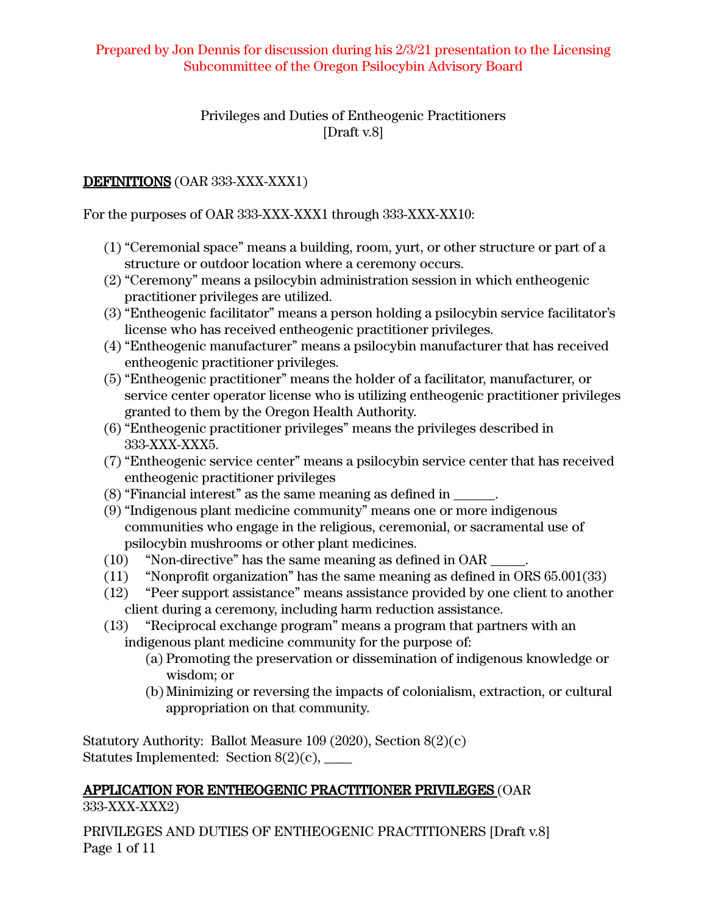Prepared by Jon Dennis for discussion during his 2/3/21 presentation to the Licensing Subcommittee of the Oregon Psilocybin Advisory Board

# Privileges and Duties of Entheogenic Practitioners
[Draft v.8]

**DEFINITIONS** (OAR 333-XXX-XXX1)

For the purposes of OAR 333-XXX-XXX1 through 333-XXX-XX10:

(1) "Ceremonial space" means a building, room, yurt, or other structure or part of a structure or outdoor location where a ceremony occurs.
(2) "Ceremony" means a psilocybin administration session in which entheogenic practitioner privileges are utilized.
(3) "Entheogenic facilitator" means a person holding a psilocybin service facilitator's license who has received entheogenic practitioner privileges.
(4) "Entheogenic manufacturer" means a psilocybin manufacturer that has received entheogenic practitioner privileges.
(5) "Entheogenic practitioner" means the holder of a facilitator, manufacturer, or service center operator license who is utilizing entheogenic practitioner privileges granted to them by the Oregon Health Authority.
(6) "Entheogenic practitioner privileges" means the privileges described in 333-XXX-XXX5.
(7) "Entheogenic service center" means a psilocybin service center that has received entheogenic practitioner privileges
(8) "Financial interest" as the same meaning as defined in ______.
(9) "Indigenous plant medicine community" means one or more indigenous communities who engage in the religious, ceremonial, or sacramental use of psilocybin mushrooms or other plant medicines.
(10) "Non-directive" has the same meaning as defined in OAR _____.
(11) "Nonprofit organization" has the same meaning as defined in ORS 65.001(33)
(12) "Peer support assistance" means assistance provided by one client to another client during a ceremony, including harm reduction assistance.
(13) "Reciprocal exchange program" means a program that partners with an indigenous plant medicine community for the purpose of:
   (a) Promoting the preservation or dissemination of indigenous knowledge or wisdom; or
   (b) Minimizing or reversing the impacts of colonialism, extraction, or cultural appropriation on that community.

Statutory Authority: Ballot Measure 109 (2020), Section 8(2)(c)
Statutes Implemented: Section 8(2)(c), ____

**APPLICATION FOR ENTHEOGENIC PRACTITIONER PRIVILEGES** (OAR 333-XXX-XXX2)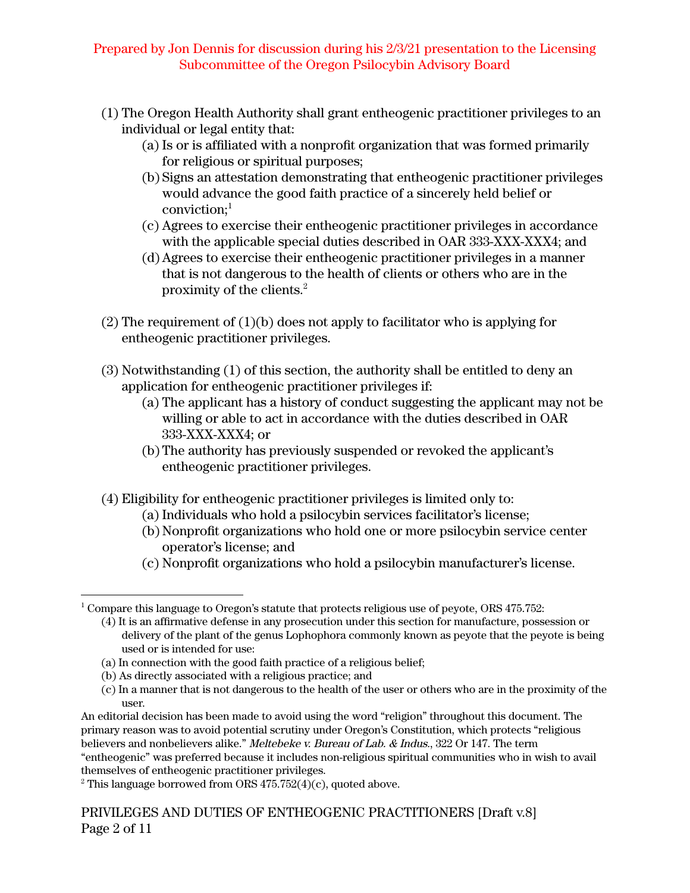Prepared by Jon Dennis for discussion during his 2/3/21 presentation to the Licensing Subcommittee of the Oregon Psilocybin Advisory Board

(1) The Oregon Health Authority shall grant entheogenic practitioner privileges to an individual or legal entity that:

  (a) Is or is affiliated with a nonprofit organization that was formed primarily for religious or spiritual purposes;

  (b) Signs an attestation demonstrating that entheogenic practitioner privileges would advance the good faith practice of a sincerely held belief or conviction;[1]

  (c) Agrees to exercise their entheogenic practitioner privileges in accordance with the applicable special duties described in OAR 333-XXX-XXX4; and

  (d) Agrees to exercise their entheogenic practitioner privileges in a manner that is not dangerous to the health of clients or others who are in the proximity of the clients.[2]

(2) The requirement of (1)(b) does not apply to facilitator who is applying for entheogenic practitioner privileges.

(3) Notwithstanding (1) of this section, the authority shall be entitled to deny an application for entheogenic practitioner privileges if:

  (a) The applicant has a history of conduct suggesting the applicant may not be willing or able to act in accordance with the duties described in OAR 333-XXX-XXX4; or

  (b) The authority has previously suspended or revoked the applicant's entheogenic practitioner privileges.

(4) Eligibility for entheogenic practitioner privileges is limited only to:

  (a) Individuals who hold a psilocybin services facilitator's license;

  (b) Nonprofit organizations who hold one or more psilocybin service center operator's license; and

  (c) Nonprofit organizations who hold a psilocybin manufacturer's license.

---

[1] Compare this language to Oregon's statute that protects religious use of peyote, ORS 475.752:

  (4) It is an affirmative defense in any prosecution under this section for manufacture, possession or delivery of the plant of the genus Lophophora commonly known as peyote that the peyote is being used or is intended for use:

  (a) In connection with the good faith practice of a religious belief;

  (b) As directly associated with a religious practice; and

  (c) In a manner that is not dangerous to the health of the user or others who are in the proximity of the user.

An editorial decision has been made to avoid using the word "religion" throughout this document. The primary reason was to avoid potential scrutiny under Oregon's Constitution, which protects "religious believers and nonbelievers alike." *Meltebeke v. Bureau of Lab. & Indus.*, 322 Or 147. The term "entheogenic" was preferred because it includes non-religious spiritual communities who in wish to avail themselves of entheogenic practitioner privileges.

[2] This language borrowed from ORS 475.752(4)(c), quoted above.

PRIVILEGES AND DUTIES OF ENTHEOGENIC PRACTITIONERS [Draft v.8]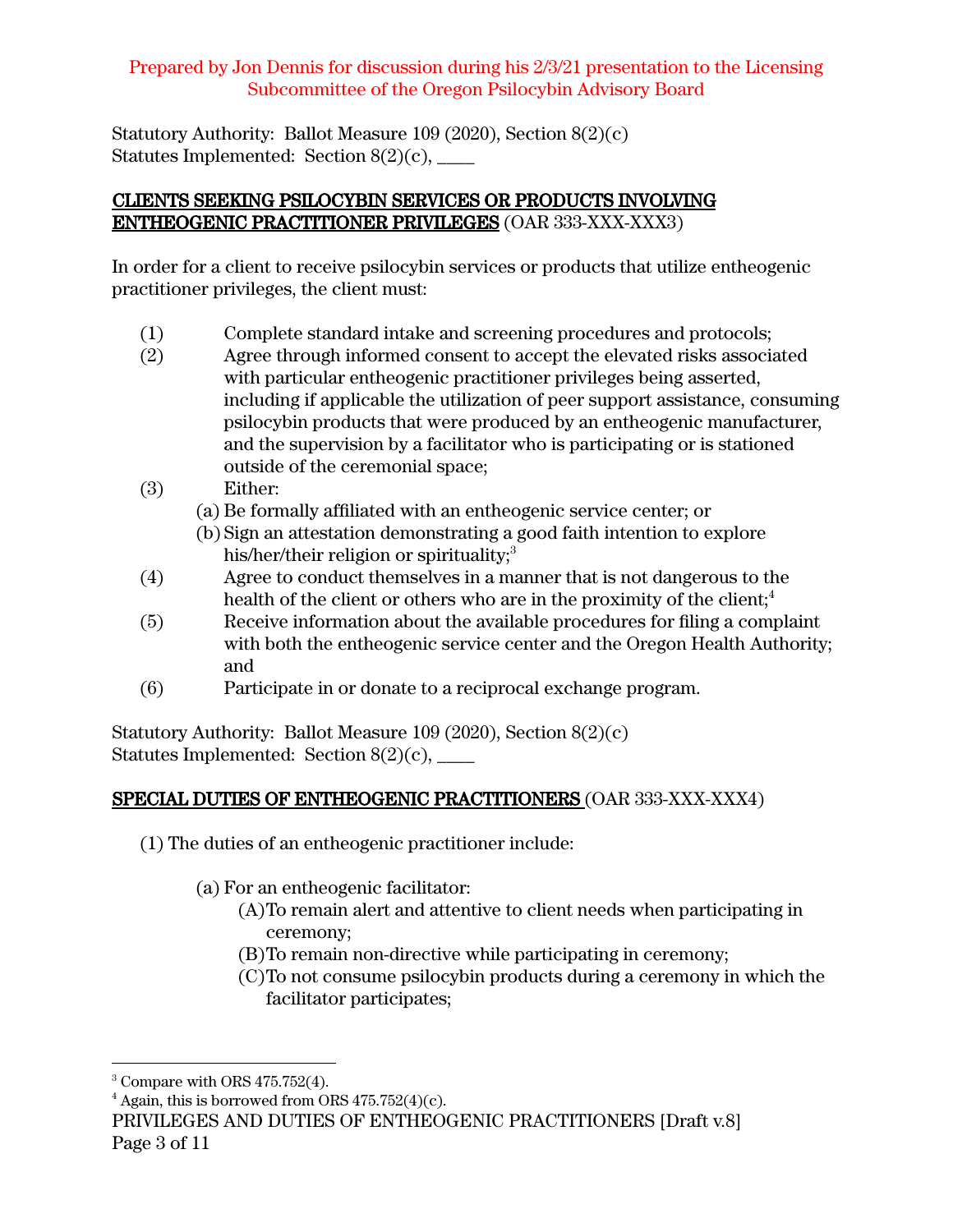Prepared by Jon Dennis for discussion during his 2/3/21 presentation to the Licensing Subcommittee of the Oregon Psilocybin Advisory Board

Statutory Authority: Ballot Measure 109 (2020), Section 8(2)(c)
Statutes Implemented: Section 8(2)(c), \_\_\_\_

**CLIENTS SEEKING PSILOCYBIN SERVICES OR PRODUCTS INVOLVING ENTHEOGENIC PRACTITIONER PRIVILEGES** (OAR 333-XXX-XXX3)

In order for a client to receive psilocybin services or products that utilize entheogenic practitioner privileges, the client must:

(1) Complete standard intake and screening procedures and protocols;

(2) Agree through informed consent to accept the elevated risks associated with particular entheogenic practitioner privileges being asserted, including if applicable the utilization of peer support assistance, consuming psilocybin products that were produced by an entheogenic manufacturer, and the supervision by a facilitator who is participating or is stationed outside of the ceremonial space;

(3) Either:

- (a) Be formally affiliated with an entheogenic service center; or
- (b) Sign an attestation demonstrating a good faith intention to explore his/her/their religion or spirituality;[3]

(4) Agree to conduct themselves in a manner that is not dangerous to the health of the client or others who are in the proximity of the client;[4]

(5) Receive information about the available procedures for filing a complaint with both the entheogenic service center and the Oregon Health Authority; and

(6) Participate in or donate to a reciprocal exchange program.

Statutory Authority: Ballot Measure 109 (2020), Section 8(2)(c)
Statutes Implemented: Section 8(2)(c), \_\_\_\_

**SPECIAL DUTIES OF ENTHEOGENIC PRACTITIONERS** (OAR 333-XXX-XXX4)

(1) The duties of an entheogenic practitioner include:

- (a) For an entheogenic facilitator:
  - (A) To remain alert and attentive to client needs when participating in ceremony;
  - (B) To remain non-directive while participating in ceremony;
  - (C) To not consume psilocybin products during a ceremony in which the facilitator participates;

---

[3] Compare with ORS 475.752(4).

[4] Again, this is borrowed from ORS 475.752(4)(c).

PRIVILEGES AND DUTIES OF ENTHEOGENIC PRACTITIONERS [Draft v.8]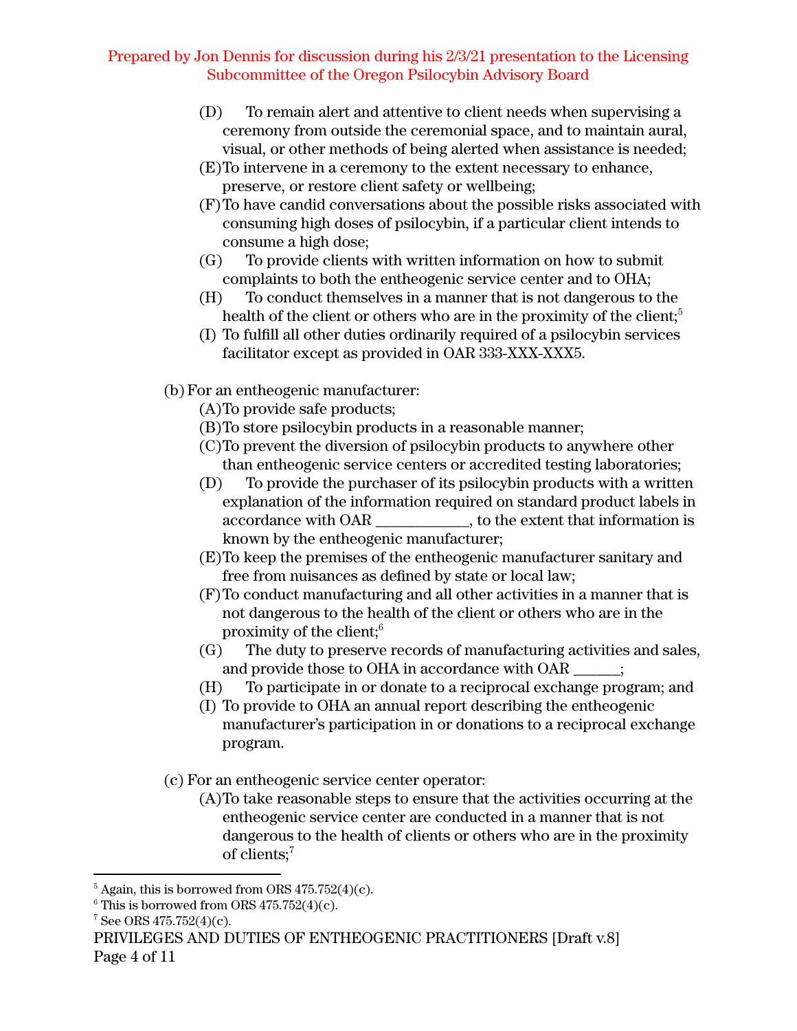(D) To remain alert and attentive to client needs when supervising a ceremony from outside the ceremonial space, and to maintain aural, visual, or other methods of being alerted when assistance is needed;

(E) To intervene in a ceremony to the extent necessary to enhance, preserve, or restore client safety or wellbeing;

(F) To have candid conversations about the possible risks associated with consuming high doses of psilocybin, if a particular client intends to consume a high dose;

(G) To provide clients with written information on how to submit complaints to both the entheogenic service center and to OHA;

(H) To conduct themselves in a manner that is not dangerous to the health of the client or others who are in the proximity of the client;[5]

(I) To fulfill all other duties ordinarily required of a psilocybin services facilitator except as provided in OAR 333-XXX-XXX5.

(b) For an entheogenic manufacturer:

(A) To provide safe products;

(B) To store psilocybin products in a reasonable manner;

(C) To prevent the diversion of psilocybin products to anywhere other than entheogenic service centers or accredited testing laboratories;

(D) To provide the purchaser of its psilocybin products with a written explanation of the information required on standard product labels in accordance with OAR ____________, to the extent that information is known by the entheogenic manufacturer;

(E) To keep the premises of the entheogenic manufacturer sanitary and free from nuisances as defined by state or local law;

(F) To conduct manufacturing and all other activities in a manner that is not dangerous to the health of the client or others who are in the proximity of the client;[6]

(G) The duty to preserve records of manufacturing activities and sales, and provide those to OHA in accordance with OAR ______;

(H) To participate in or donate to a reciprocal exchange program; and

(I) To provide to OHA an annual report describing the entheogenic manufacturer's participation in or donations to a reciprocal exchange program.

(c) For an entheogenic service center operator:

(A) To take reasonable steps to ensure that the activities occurring at the entheogenic service center are conducted in a manner that is not dangerous to the health of clients or others who are in the proximity of clients;[7]

---

[5] Again, this is borrowed from ORS 475.752(4)(c).

[6] This is borrowed from ORS 475.752(4)(c).

[7] See ORS 475.752(4)(c).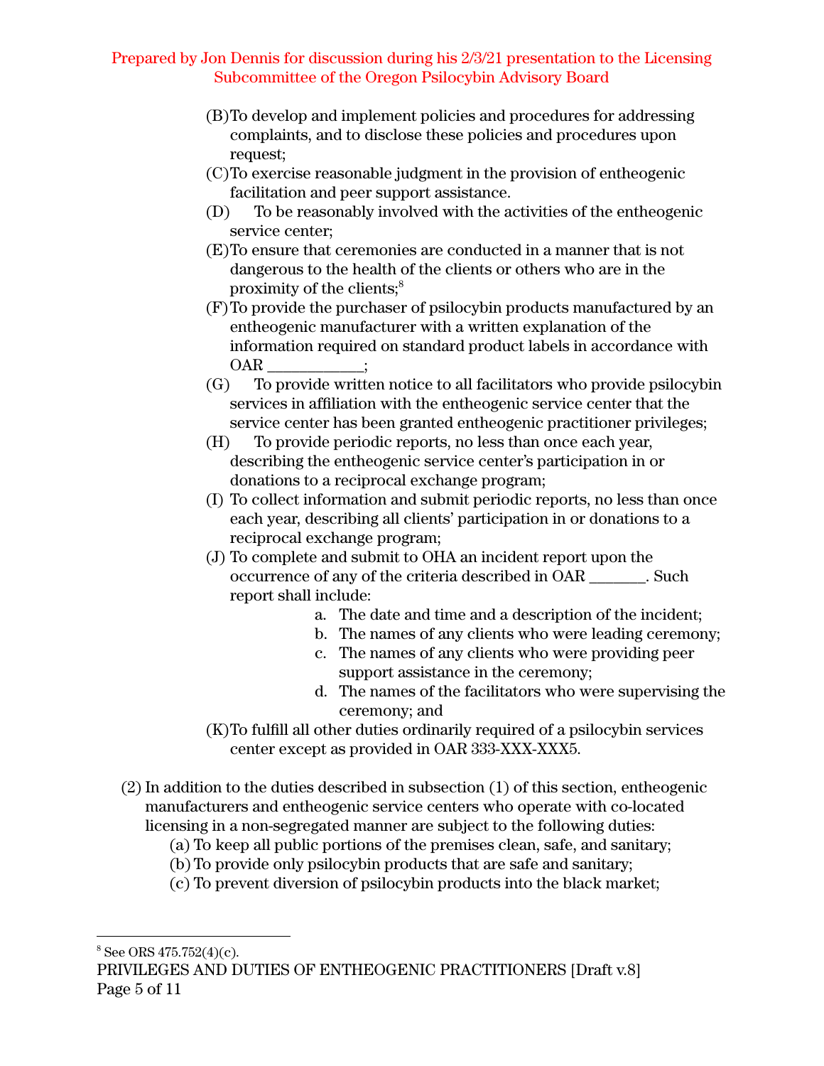(B) To develop and implement policies and procedures for addressing complaints, and to disclose these policies and procedures upon request;

(C) To exercise reasonable judgment in the provision of entheogenic facilitation and peer support assistance.

(D) To be reasonably involved with the activities of the entheogenic service center;

(E) To ensure that ceremonies are conducted in a manner that is not dangerous to the health of the clients or others who are in the proximity of the clients;[8]

(F) To provide the purchaser of psilocybin products manufactured by an entheogenic manufacturer with a written explanation of the information required on standard product labels in accordance with OAR ___________;

(G) To provide written notice to all facilitators who provide psilocybin services in affiliation with the entheogenic service center that the service center has been granted entheogenic practitioner privileges;

(H) To provide periodic reports, no less than once each year, describing the entheogenic service center's participation in or donations to a reciprocal exchange program;

(I) To collect information and submit periodic reports, no less than once each year, describing all clients' participation in or donations to a reciprocal exchange program;

(J) To complete and submit to OHA an incident report upon the occurrence of any of the criteria described in OAR _______. Such report shall include:

  a. The date and time and a description of the incident;
  b. The names of any clients who were leading ceremony;
  c. The names of any clients who were providing peer support assistance in the ceremony;
  d. The names of the facilitators who were supervising the ceremony; and

(K) To fulfill all other duties ordinarily required of a psilocybin services center except as provided in OAR 333-XXX-XXX5.

(2) In addition to the duties described in subsection (1) of this section, entheogenic manufacturers and entheogenic service centers who operate with co-located licensing in a non-segregated manner are subject to the following duties:

  (a) To keep all public portions of the premises clean, safe, and sanitary;
  (b) To provide only psilocybin products that are safe and sanitary;
  (c) To prevent diversion of psilocybin products into the black market;

---

[8] See ORS 475.752(4)(c).

PRIVILEGES AND DUTIES OF ENTHEOGENIC PRACTITIONERS [Draft v.8]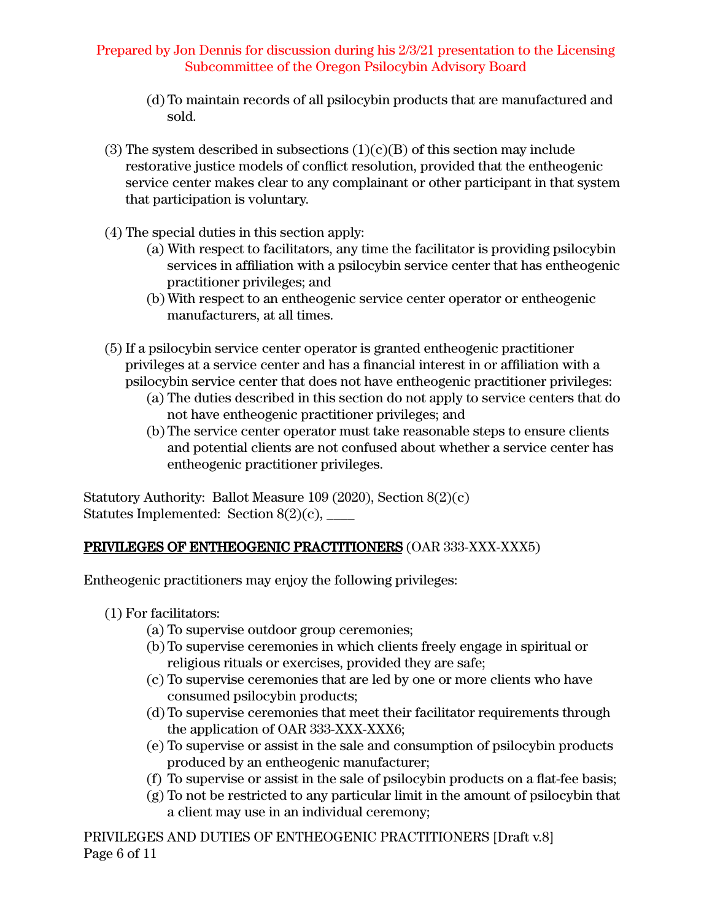(d) To maintain records of all psilocybin products that are manufactured and sold.

(3) The system described in subsections (1)(c)(B) of this section may include restorative justice models of conflict resolution, provided that the entheogenic service center makes clear to any complainant or other participant in that system that participation is voluntary.

(4) The special duties in this section apply:

(a) With respect to facilitators, any time the facilitator is providing psilocybin services in affiliation with a psilocybin service center that has entheogenic practitioner privileges; and

(b) With respect to an entheogenic service center operator or entheogenic manufacturers, at all times.

(5) If a psilocybin service center operator is granted entheogenic practitioner privileges at a service center and has a financial interest in or affiliation with a psilocybin service center that does not have entheogenic practitioner privileges:

(a) The duties described in this section do not apply to service centers that do not have entheogenic practitioner privileges; and

(b) The service center operator must take reasonable steps to ensure clients and potential clients are not confused about whether a service center has entheogenic practitioner privileges.

Statutory Authority: Ballot Measure 109 (2020), Section 8(2)(c)
Statutes Implemented: Section 8(2)(c), ____

**PRIVILEGES OF ENTHEOGENIC PRACTITIONERS** (OAR 333-XXX-XXX5)

Entheogenic practitioners may enjoy the following privileges:

(1) For facilitators:

(a) To supervise outdoor group ceremonies;

(b) To supervise ceremonies in which clients freely engage in spiritual or religious rituals or exercises, provided they are safe;

(c) To supervise ceremonies that are led by one or more clients who have consumed psilocybin products;

(d) To supervise ceremonies that meet their facilitator requirements through the application of OAR 333-XXX-XXX6;

(e) To supervise or assist in the sale and consumption of psilocybin products produced by an entheogenic manufacturer;

(f) To supervise or assist in the sale of psilocybin products on a flat-fee basis;

(g) To not be restricted to any particular limit in the amount of psilocybin that a client may use in an individual ceremony;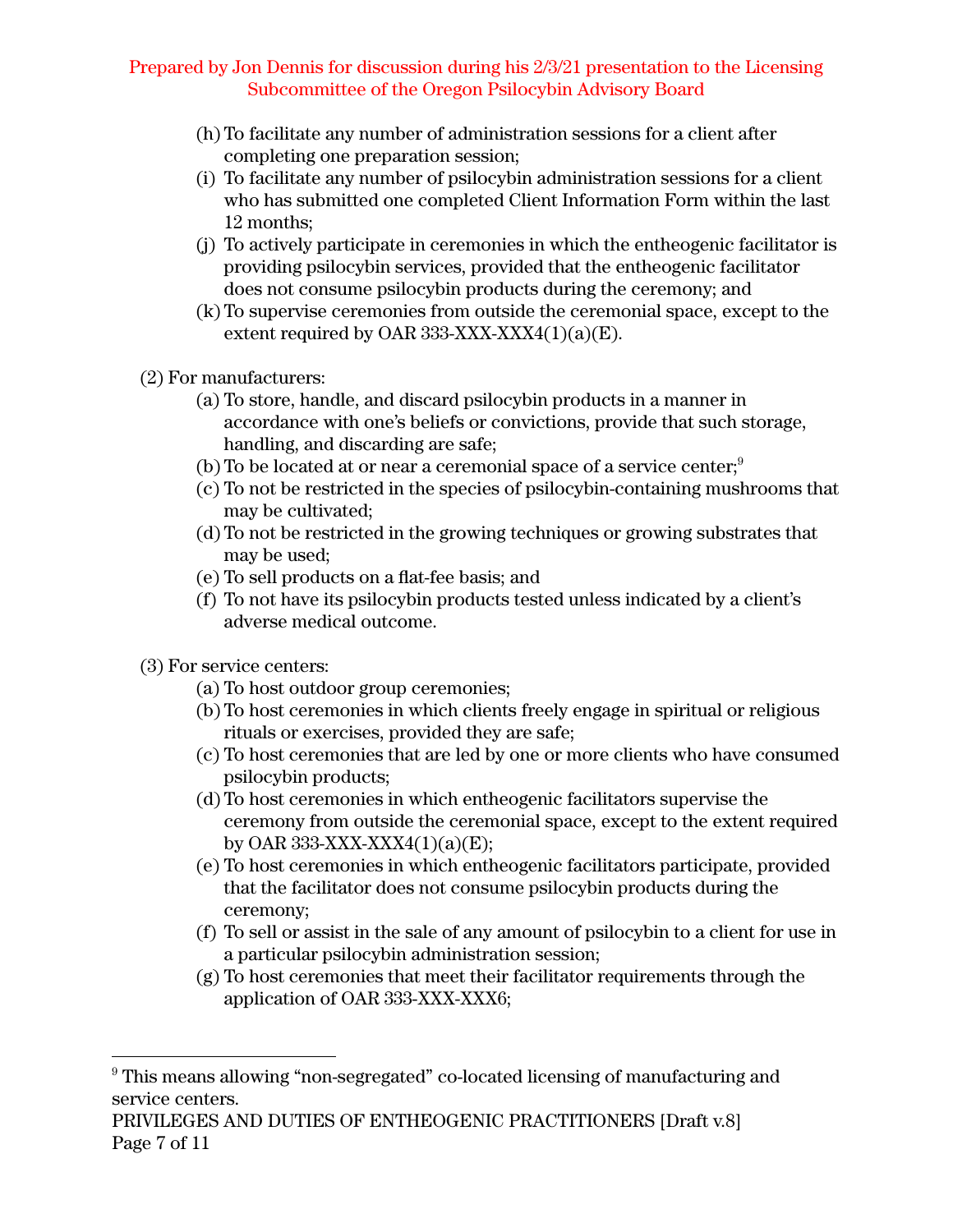(h) To facilitate any number of administration sessions for a client after completing one preparation session;

(i) To facilitate any number of psilocybin administration sessions for a client who has submitted one completed Client Information Form within the last 12 months;

(j) To actively participate in ceremonies in which the entheogenic facilitator is providing psilocybin services, provided that the entheogenic facilitator does not consume psilocybin products during the ceremony; and

(k) To supervise ceremonies from outside the ceremonial space, except to the extent required by OAR 333-XXX-XXX4(1)(a)(E).

(2) For manufacturers:

(a) To store, handle, and discard psilocybin products in a manner in accordance with one's beliefs or convictions, provide that such storage, handling, and discarding are safe;

(b) To be located at or near a ceremonial space of a service center;[9]

(c) To not be restricted in the species of psilocybin-containing mushrooms that may be cultivated;

(d) To not be restricted in the growing techniques or growing substrates that may be used;

(e) To sell products on a flat-fee basis; and

(f) To not have its psilocybin products tested unless indicated by a client's adverse medical outcome.

(3) For service centers:

(a) To host outdoor group ceremonies;

(b) To host ceremonies in which clients freely engage in spiritual or religious rituals or exercises, provided they are safe;

(c) To host ceremonies that are led by one or more clients who have consumed psilocybin products;

(d) To host ceremonies in which entheogenic facilitators supervise the ceremony from outside the ceremonial space, except to the extent required by OAR 333-XXX-XXX4(1)(a)(E);

(e) To host ceremonies in which entheogenic facilitators participate, provided that the facilitator does not consume psilocybin products during the ceremony;

(f) To sell or assist in the sale of any amount of psilocybin to a client for use in a particular psilocybin administration session;

(g) To host ceremonies that meet their facilitator requirements through the application of OAR 333-XXX-XXX6;

---

[9] This means allowing "non-segregated" co-located licensing of manufacturing and service centers.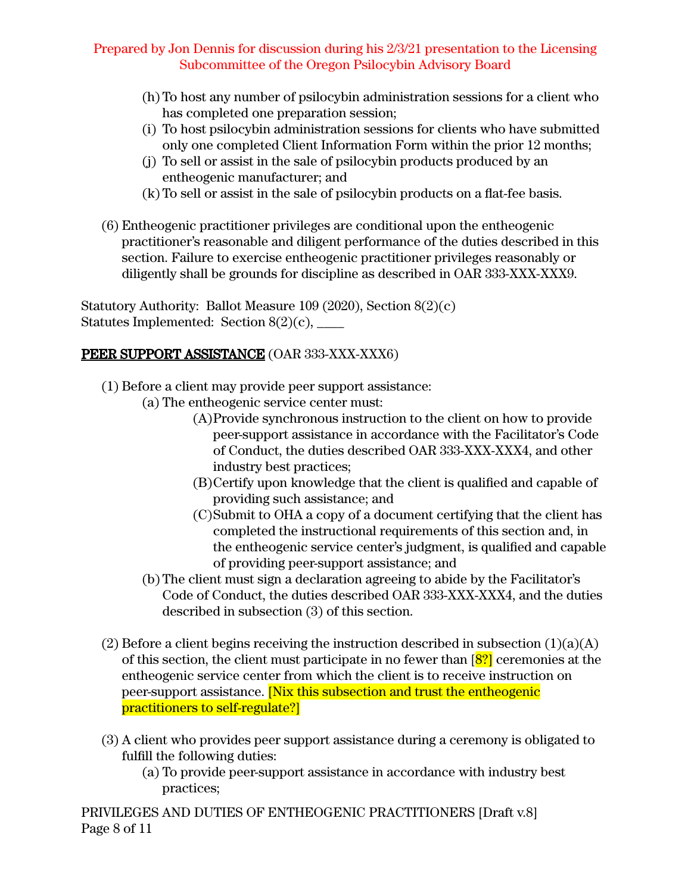(h) To host any number of psilocybin administration sessions for a client who has completed one preparation session;

(i) To host psilocybin administration sessions for clients who have submitted only one completed Client Information Form within the prior 12 months;

(j) To sell or assist in the sale of psilocybin products produced by an entheogenic manufacturer; and

(k) To sell or assist in the sale of psilocybin products on a flat-fee basis.

(6) Entheogenic practitioner privileges are conditional upon the entheogenic practitioner's reasonable and diligent performance of the duties described in this section. Failure to exercise entheogenic practitioner privileges reasonably or diligently shall be grounds for discipline as described in OAR 333-XXX-XXX9.

Statutory Authority: Ballot Measure 109 (2020), Section 8(2)(c)
Statutes Implemented: Section 8(2)(c), ____

**PEER SUPPORT ASSISTANCE** (OAR 333-XXX-XXX6)

(1) Before a client may provide peer support assistance:

  (a) The entheogenic service center must:

    (A) Provide synchronous instruction to the client on how to provide peer-support assistance in accordance with the Facilitator's Code of Conduct, the duties described OAR 333-XXX-XXX4, and other industry best practices;

    (B) Certify upon knowledge that the client is qualified and capable of providing such assistance; and

    (C) Submit to OHA a copy of a document certifying that the client has completed the instructional requirements of this section and, in the entheogenic service center's judgment, is qualified and capable of providing peer-support assistance; and

  (b) The client must sign a declaration agreeing to abide by the Facilitator's Code of Conduct, the duties described OAR 333-XXX-XXX4, and the duties described in subsection (3) of this section.

(2) Before a client begins receiving the instruction described in subsection (1)(a)(A) of this section, the client must participate in no fewer than [8?] ceremonies at the entheogenic service center from which the client is to receive instruction on peer-support assistance. [Nix this subsection and trust the entheogenic practitioners to self-regulate?]

(3) A client who provides peer support assistance during a ceremony is obligated to fulfill the following duties:

  (a) To provide peer-support assistance in accordance with industry best practices;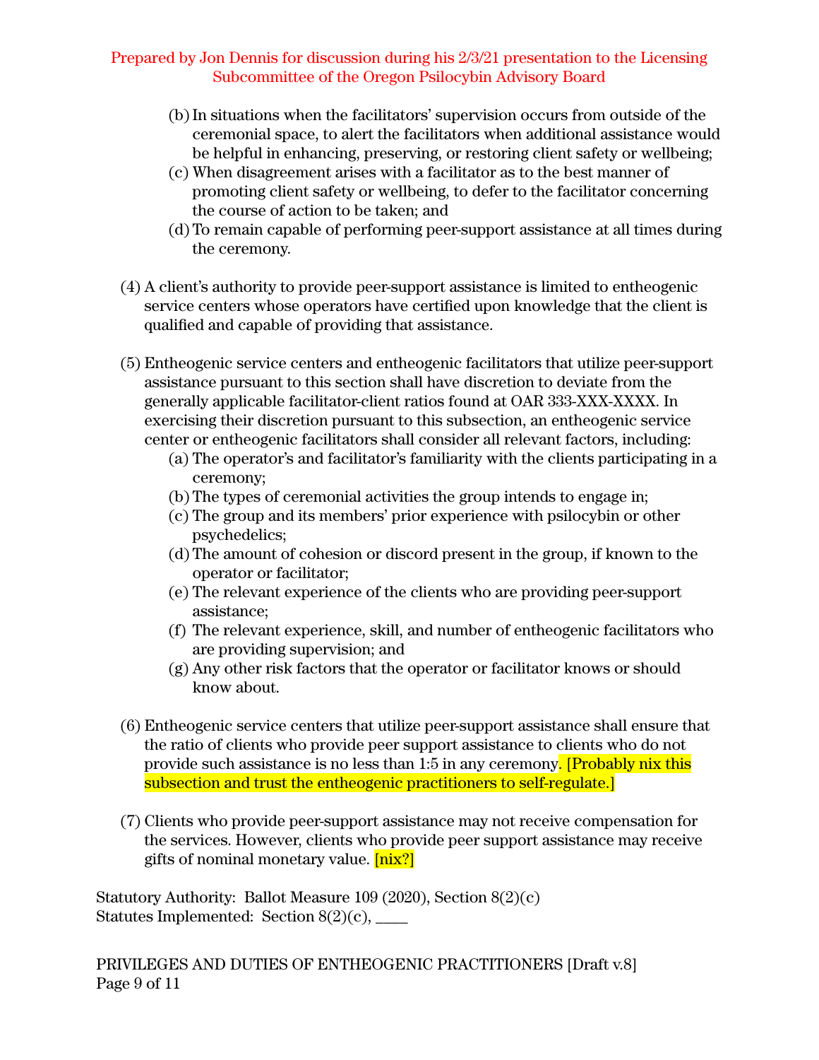(b) In situations when the facilitators' supervision occurs from outside of the ceremonial space, to alert the facilitators when additional assistance would be helpful in enhancing, preserving, or restoring client safety or wellbeing;

(c) When disagreement arises with a facilitator as to the best manner of promoting client safety or wellbeing, to defer to the facilitator concerning the course of action to be taken; and

(d) To remain capable of performing peer-support assistance at all times during the ceremony.

(4) A client's authority to provide peer-support assistance is limited to entheogenic service centers whose operators have certified upon knowledge that the client is qualified and capable of providing that assistance.

(5) Entheogenic service centers and entheogenic facilitators that utilize peer-support assistance pursuant to this section shall have discretion to deviate from the generally applicable facilitator-client ratios found at OAR 333-XXX-XXXX. In exercising their discretion pursuant to this subsection, an entheogenic service center or entheogenic facilitators shall consider all relevant factors, including:

(a) The operator's and facilitator's familiarity with the clients participating in a ceremony;

(b) The types of ceremonial activities the group intends to engage in;

(c) The group and its members' prior experience with psilocybin or other psychedelics;

(d) The amount of cohesion or discord present in the group, if known to the operator or facilitator;

(e) The relevant experience of the clients who are providing peer-support assistance;

(f) The relevant experience, skill, and number of entheogenic facilitators who are providing supervision; and

(g) Any other risk factors that the operator or facilitator knows or should know about.

(6) Entheogenic service centers that utilize peer-support assistance shall ensure that the ratio of clients who provide peer support assistance to clients who do not provide such assistance is no less than 1:5 in any ceremony. [Probably nix this subsection and trust the entheogenic practitioners to self-regulate.]

(7) Clients who provide peer-support assistance may not receive compensation for the services. However, clients who provide peer support assistance may receive gifts of nominal monetary value. [nix?]

Statutory Authority: Ballot Measure 109 (2020), Section 8(2)(c)
Statutes Implemented: Section 8(2)(c), ____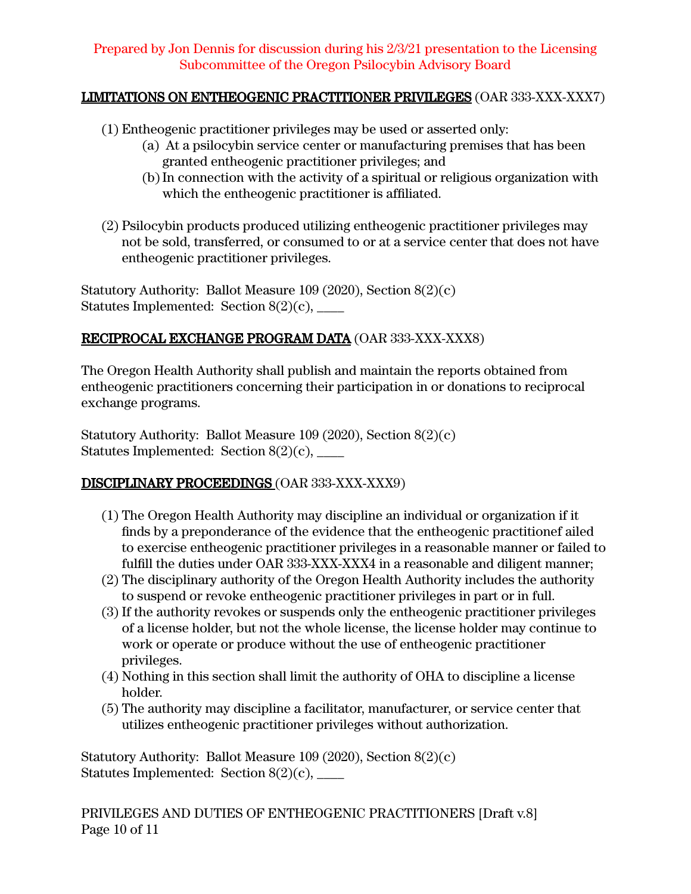Prepared by Jon Dennis for discussion during his 2/3/21 presentation to the Licensing Subcommittee of the Oregon Psilocybin Advisory Board

**LIMITATIONS ON ENTHEOGENIC PRACTITIONER PRIVILEGES** (OAR 333-XXX-XXX7)

(1) Entheogenic practitioner privileges may be used or asserted only:
    (a) At a psilocybin service center or manufacturing premises that has been granted entheogenic practitioner privileges; and
    (b) In connection with the activity of a spiritual or religious organization with which the entheogenic practitioner is affiliated.

(2) Psilocybin products produced utilizing entheogenic practitioner privileges may not be sold, transferred, or consumed to or at a service center that does not have entheogenic practitioner privileges.

Statutory Authority: Ballot Measure 109 (2020), Section 8(2)(c)
Statutes Implemented: Section 8(2)(c), ____

**RECIPROCAL EXCHANGE PROGRAM DATA** (OAR 333-XXX-XXX8)

The Oregon Health Authority shall publish and maintain the reports obtained from entheogenic practitioners concerning their participation in or donations to reciprocal exchange programs.

Statutory Authority: Ballot Measure 109 (2020), Section 8(2)(c)
Statutes Implemented: Section 8(2)(c), ____

**DISCIPLINARY PROCEEDINGS** (OAR 333-XXX-XXX9)

(1) The Oregon Health Authority may discipline an individual or organization if it finds by a preponderance of the evidence that the entheogenic practitionef ailed to exercise entheogenic practitioner privileges in a reasonable manner or failed to fulfill the duties under OAR 333-XXX-XXX4 in a reasonable and diligent manner;
(2) The disciplinary authority of the Oregon Health Authority includes the authority to suspend or revoke entheogenic practitioner privileges in part or in full.
(3) If the authority revokes or suspends only the entheogenic practitioner privileges of a license holder, but not the whole license, the license holder may continue to work or operate or produce without the use of entheogenic practitioner privileges.
(4) Nothing in this section shall limit the authority of OHA to discipline a license holder.
(5) The authority may discipline a facilitator, manufacturer, or service center that utilizes entheogenic practitioner privileges without authorization.

Statutory Authority: Ballot Measure 109 (2020), Section 8(2)(c)
Statutes Implemented: Section 8(2)(c), ____

PRIVILEGES AND DUTIES OF ENTHEOGENIC PRACTITIONERS [Draft v.8]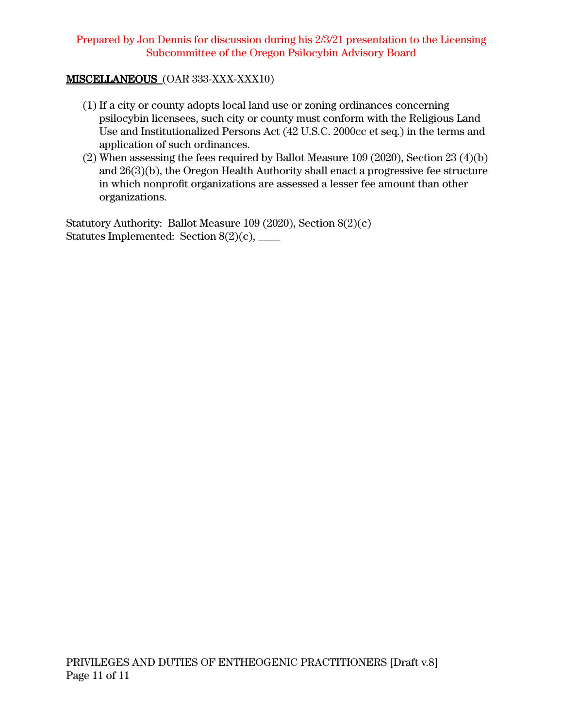Prepared by Jon Dennis for discussion during his 2/3/21 presentation to the Licensing Subcommittee of the Oregon Psilocybin Advisory Board

**MISCELLANEOUS** (OAR 333-XXX-XXX10)

(1) If a city or county adopts local land use or zoning ordinances concerning psilocybin licensees, such city or county must conform with the Religious Land Use and Institutionalized Persons Act (42 U.S.C. 2000cc et seq.) in the terms and application of such ordinances.

(2) When assessing the fees required by Ballot Measure 109 (2020), Section 23 (4)(b) and 26(3)(b), the Oregon Health Authority shall enact a progressive fee structure in which nonprofit organizations are assessed a lesser fee amount than other organizations.

Statutory Authority: Ballot Measure 109 (2020), Section 8(2)(c)
Statutes Implemented: Section 8(2)(c), ____

PRIVILEGES AND DUTIES OF ENTHEOGENIC PRACTITIONERS [Draft v.8]